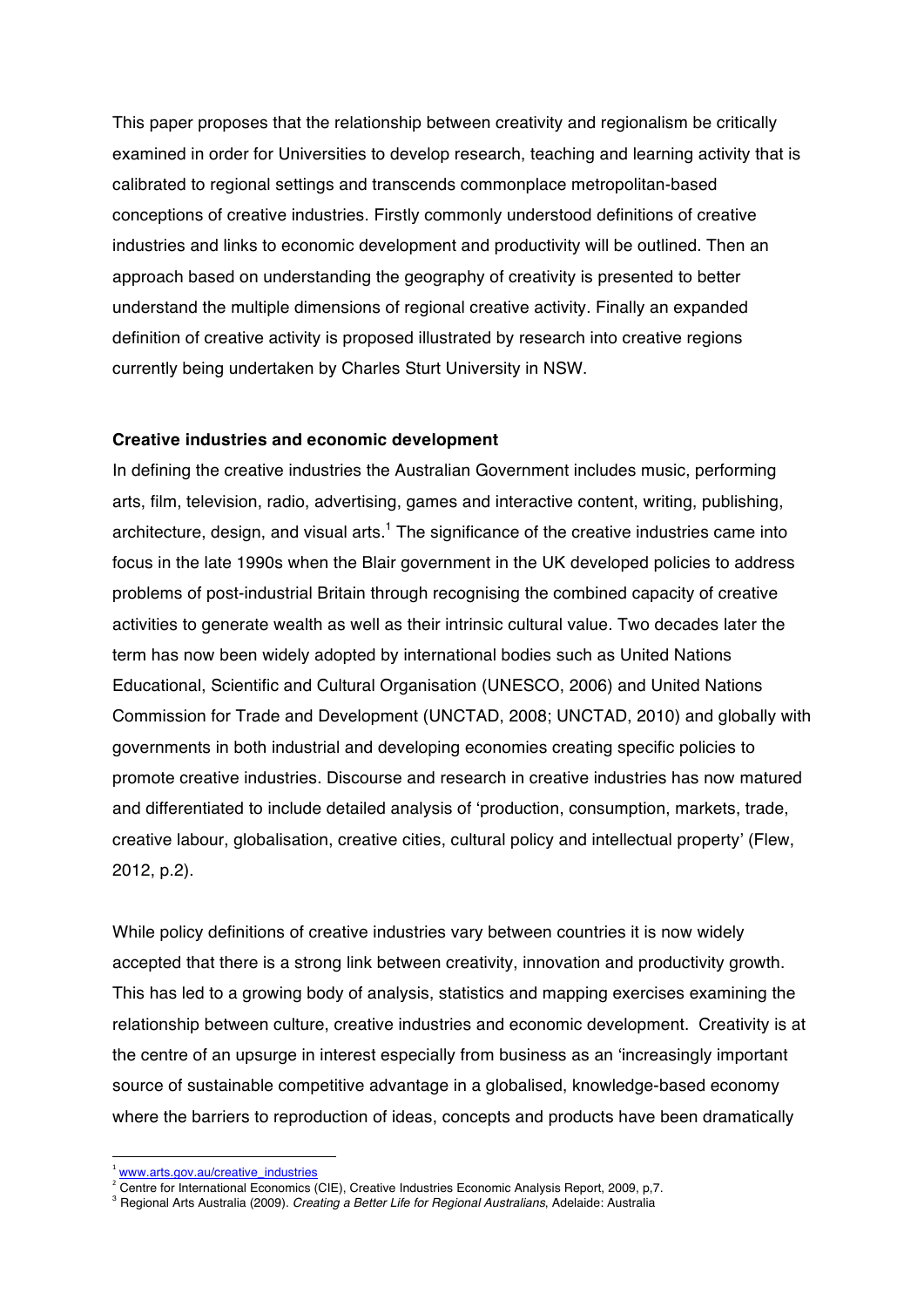This paper proposes that the relationship between creativity and regionalism be critically examined in order for Universities to develop research, teaching and learning activity that is calibrated to regional settings and transcends commonplace metropolitan-based conceptions of creative industries. Firstly commonly understood definitions of creative industries and links to economic development and productivity will be outlined. Then an approach based on understanding the geography of creativity is presented to better understand the multiple dimensions of regional creative activity. Finally an expanded definition of creative activity is proposed illustrated by research into creative regions currently being undertaken by Charles Sturt University in NSW.

**Creative industries and economic development**

In defining the creative industries the Australian Government includes music, performing arts, film, television, radio, advertising, games and interactive content, writing, publishing, architecture, design, and visual arts.[1] The significance of the creative industries came into focus in the late 1990s when the Blair government in the UK developed policies to address problems of post-industrial Britain through recognising the combined capacity of creative activities to generate wealth as well as their intrinsic cultural value. Two decades later the term has now been widely adopted by international bodies such as United Nations Educational, Scientific and Cultural Organisation (UNESCO, 2006) and United Nations Commission for Trade and Development (UNCTAD, 2008; UNCTAD, 2010) and globally with governments in both industrial and developing economies creating specific policies to promote creative industries. Discourse and research in creative industries has now matured and differentiated to include detailed analysis of 'production, consumption, markets, trade, creative labour, globalisation, creative cities, cultural policy and intellectual property' (Flew, 2012, p.2).

While policy definitions of creative industries vary between countries it is now widely accepted that there is a strong link between creativity, innovation and productivity growth. This has led to a growing body of analysis, statistics and mapping exercises examining the relationship between culture, creative industries and economic development. Creativity is at the centre of an upsurge in interest especially from business as an 'increasingly important source of sustainable competitive advantage in a globalised, knowledge-based economy where the barriers to reproduction of ideas, concepts and products have been dramatically

---

[1] www.arts.gov.au/creative_industries

[2] Centre for International Economics (CIE), Creative Industries Economic Analysis Report, 2009, p,7.

[3] Regional Arts Australia (2009). *Creating a Better Life for Regional Australians*, Adelaide: Australia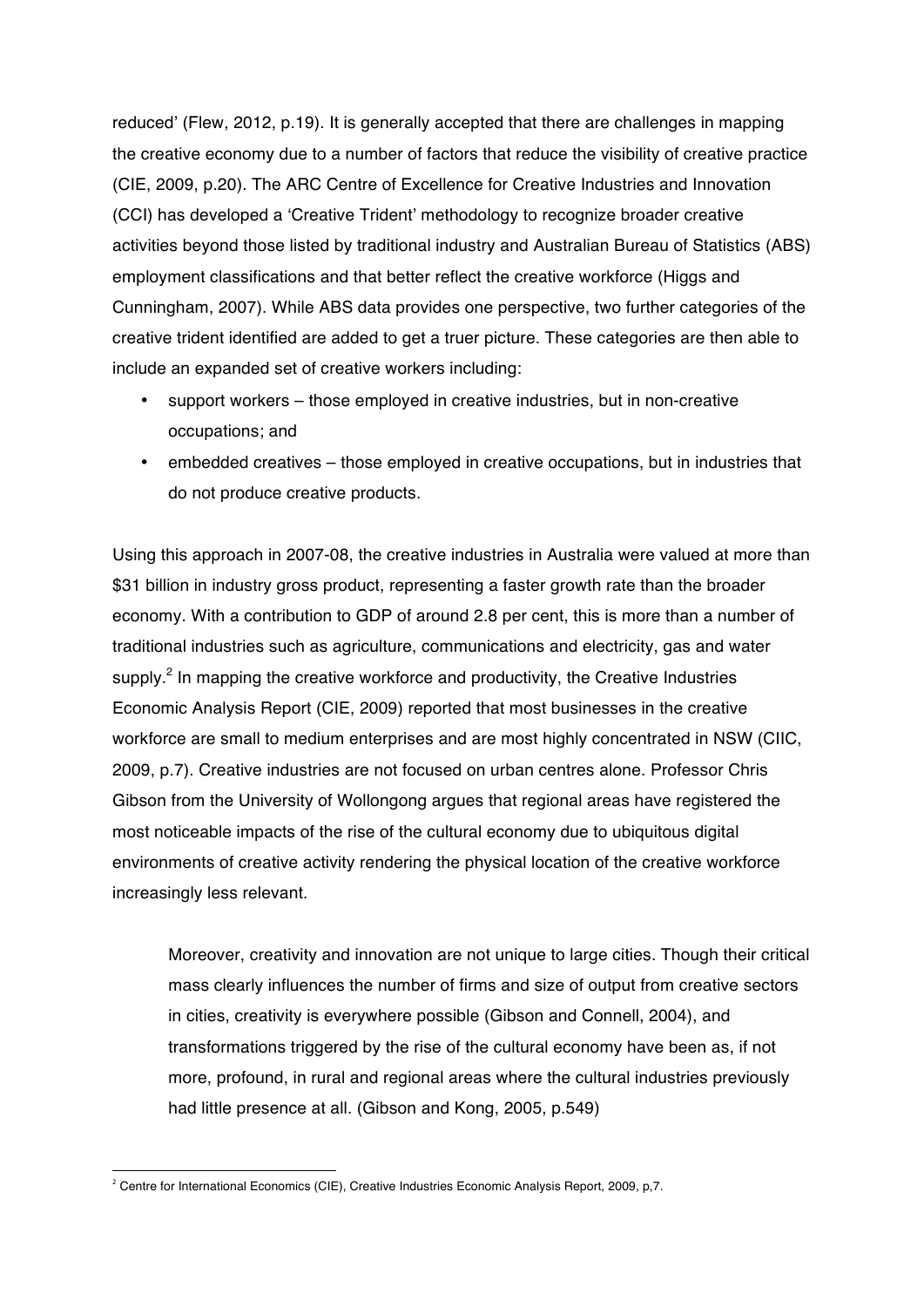reduced' (Flew, 2012, p.19). It is generally accepted that there are challenges in mapping the creative economy due to a number of factors that reduce the visibility of creative practice (CIE, 2009, p.20). The ARC Centre of Excellence for Creative Industries and Innovation (CCI) has developed a 'Creative Trident' methodology to recognize broader creative activities beyond those listed by traditional industry and Australian Bureau of Statistics (ABS) employment classifications and that better reflect the creative workforce (Higgs and Cunningham, 2007). While ABS data provides one perspective, two further categories of the creative trident identified are added to get a truer picture. These categories are then able to include an expanded set of creative workers including:

- support workers – those employed in creative industries, but in non-creative occupations; and
- embedded creatives – those employed in creative occupations, but in industries that do not produce creative products.

Using this approach in 2007-08, the creative industries in Australia were valued at more than $31 billion in industry gross product, representing a faster growth rate than the broader economy. With a contribution to GDP of around 2.8 per cent, this is more than a number of traditional industries such as agriculture, communications and electricity, gas and water supply.[2] In mapping the creative workforce and productivity, the Creative Industries Economic Analysis Report (CIE, 2009) reported that most businesses in the creative workforce are small to medium enterprises and are most highly concentrated in NSW (CIIC, 2009, p.7). Creative industries are not focused on urban centres alone. Professor Chris Gibson from the University of Wollongong argues that regional areas have registered the most noticeable impacts of the rise of the cultural economy due to ubiquitous digital environments of creative activity rendering the physical location of the creative workforce increasingly less relevant.

> Moreover, creativity and innovation are not unique to large cities. Though their critical mass clearly influences the number of firms and size of output from creative sectors in cities, creativity is everywhere possible (Gibson and Connell, 2004), and transformations triggered by the rise of the cultural economy have been as, if not more, profound, in rural and regional areas where the cultural industries previously had little presence at all. (Gibson and Kong, 2005, p.549)

[2] Centre for International Economics (CIE), Creative Industries Economic Analysis Report, 2009, p,7.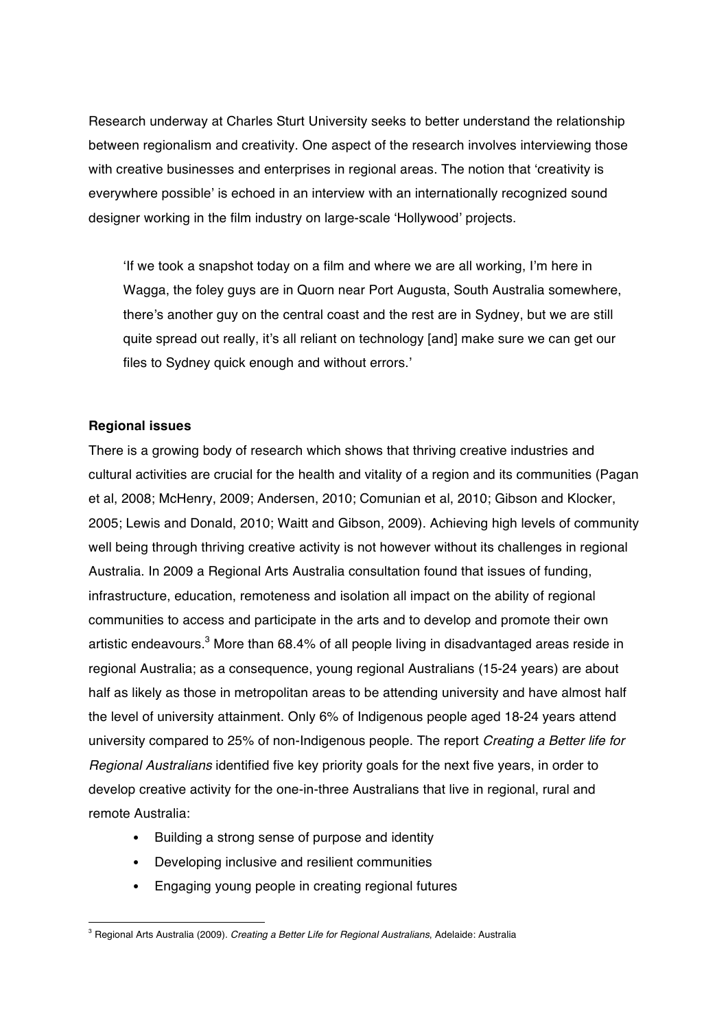Research underway at Charles Sturt University seeks to better understand the relationship between regionalism and creativity. One aspect of the research involves interviewing those with creative businesses and enterprises in regional areas. The notion that 'creativity is everywhere possible' is echoed in an interview with an internationally recognized sound designer working in the film industry on large-scale 'Hollywood' projects.

> 'If we took a snapshot today on a film and where we are all working, I'm here in Wagga, the foley guys are in Quorn near Port Augusta, South Australia somewhere, there's another guy on the central coast and the rest are in Sydney, but we are still quite spread out really, it's all reliant on technology [and] make sure we can get our files to Sydney quick enough and without errors.'

**Regional issues**

There is a growing body of research which shows that thriving creative industries and cultural activities are crucial for the health and vitality of a region and its communities (Pagan et al, 2008; McHenry, 2009; Andersen, 2010; Comunian et al, 2010; Gibson and Klocker, 2005; Lewis and Donald, 2010; Waitt and Gibson, 2009). Achieving high levels of community well being through thriving creative activity is not however without its challenges in regional Australia. In 2009 a Regional Arts Australia consultation found that issues of funding, infrastructure, education, remoteness and isolation all impact on the ability of regional communities to access and participate in the arts and to develop and promote their own artistic endeavours.[3] More than 68.4% of all people living in disadvantaged areas reside in regional Australia; as a consequence, young regional Australians (15-24 years) are about half as likely as those in metropolitan areas to be attending university and have almost half the level of university attainment. Only 6% of Indigenous people aged 18-24 years attend university compared to 25% of non-Indigenous people. The report *Creating a Better life for Regional Australians* identified five key priority goals for the next five years, in order to develop creative activity for the one-in-three Australians that live in regional, rural and remote Australia:

- Building a strong sense of purpose and identity
- Developing inclusive and resilient communities
- Engaging young people in creating regional futures

[3] Regional Arts Australia (2009). *Creating a Better Life for Regional Australians*, Adelaide: Australia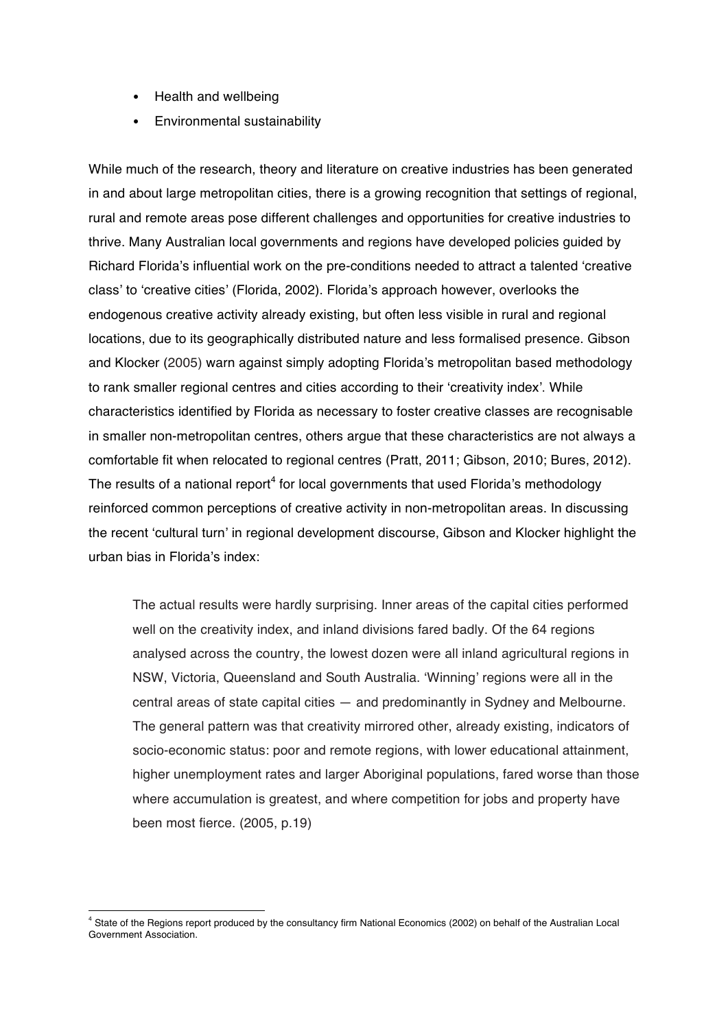- Health and wellbeing
- Environmental sustainability

While much of the research, theory and literature on creative industries has been generated in and about large metropolitan cities, there is a growing recognition that settings of regional, rural and remote areas pose different challenges and opportunities for creative industries to thrive. Many Australian local governments and regions have developed policies guided by Richard Florida's influential work on the pre-conditions needed to attract a talented 'creative class' to 'creative cities' (Florida, 2002). Florida's approach however, overlooks the endogenous creative activity already existing, but often less visible in rural and regional locations, due to its geographically distributed nature and less formalised presence. Gibson and Klocker (2005) warn against simply adopting Florida's metropolitan based methodology to rank smaller regional centres and cities according to their 'creativity index'. While characteristics identified by Florida as necessary to foster creative classes are recognisable in smaller non-metropolitan centres, others argue that these characteristics are not always a comfortable fit when relocated to regional centres (Pratt, 2011; Gibson, 2010; Bures, 2012). The results of a national report[4] for local governments that used Florida's methodology reinforced common perceptions of creative activity in non-metropolitan areas. In discussing the recent 'cultural turn' in regional development discourse, Gibson and Klocker highlight the urban bias in Florida's index:

> The actual results were hardly surprising. Inner areas of the capital cities performed well on the creativity index, and inland divisions fared badly. Of the 64 regions analysed across the country, the lowest dozen were all inland agricultural regions in NSW, Victoria, Queensland and South Australia. 'Winning' regions were all in the central areas of state capital cities — and predominantly in Sydney and Melbourne. The general pattern was that creativity mirrored other, already existing, indicators of socio-economic status: poor and remote regions, with lower educational attainment, higher unemployment rates and larger Aboriginal populations, fared worse than those where accumulation is greatest, and where competition for jobs and property have been most fierce. (2005, p.19)

[4] State of the Regions report produced by the consultancy firm National Economics (2002) on behalf of the Australian Local Government Association.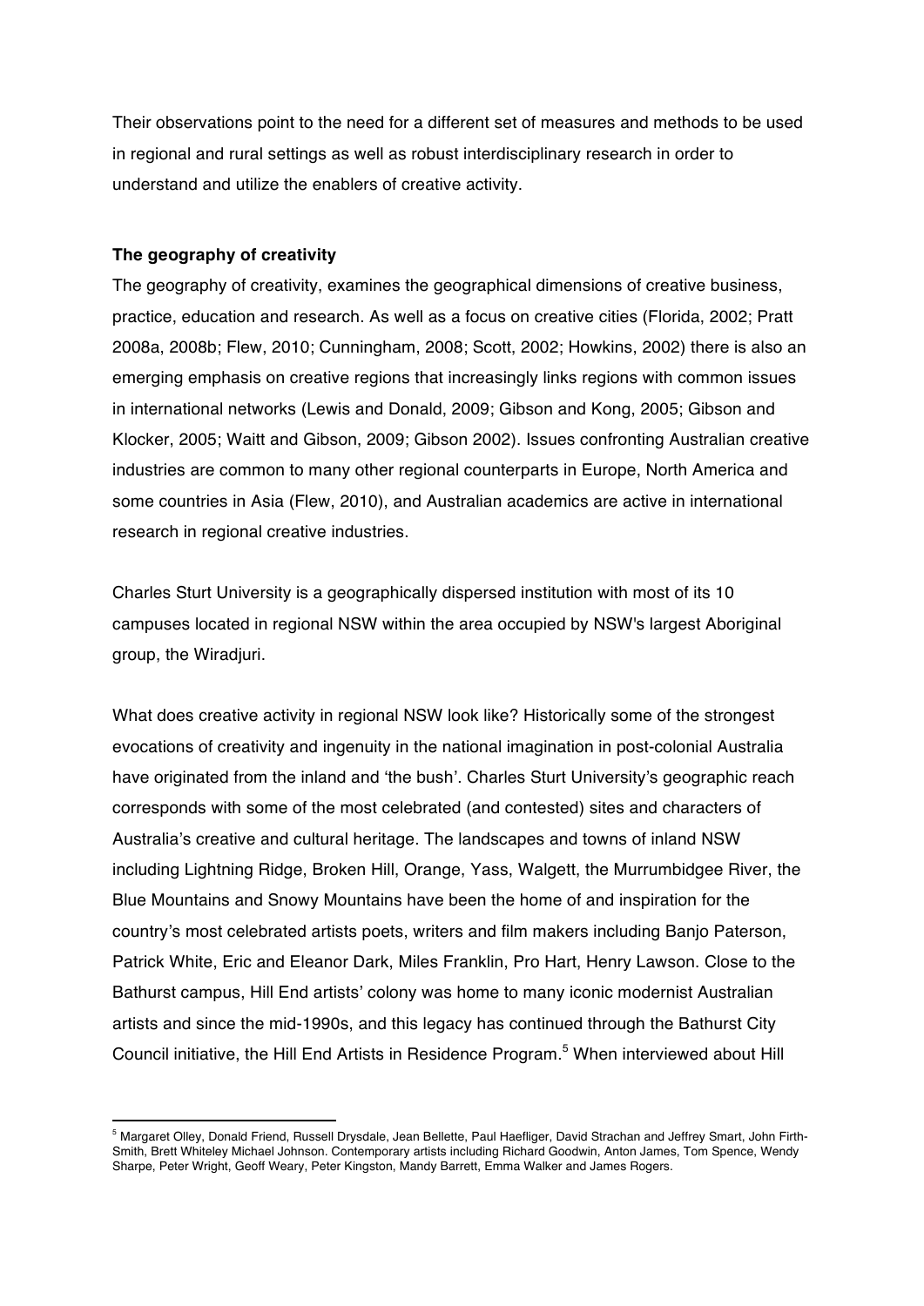Their observations point to the need for a different set of measures and methods to be used in regional and rural settings as well as robust interdisciplinary research in order to understand and utilize the enablers of creative activity.

**The geography of creativity**

The geography of creativity, examines the geographical dimensions of creative business, practice, education and research. As well as a focus on creative cities (Florida, 2002; Pratt 2008a, 2008b; Flew, 2010; Cunningham, 2008; Scott, 2002; Howkins, 2002) there is also an emerging emphasis on creative regions that increasingly links regions with common issues in international networks (Lewis and Donald, 2009; Gibson and Kong, 2005; Gibson and Klocker, 2005; Waitt and Gibson, 2009; Gibson 2002). Issues confronting Australian creative industries are common to many other regional counterparts in Europe, North America and some countries in Asia (Flew, 2010), and Australian academics are active in international research in regional creative industries.

Charles Sturt University is a geographically dispersed institution with most of its 10 campuses located in regional NSW within the area occupied by NSW's largest Aboriginal group, the Wiradjuri.

What does creative activity in regional NSW look like? Historically some of the strongest evocations of creativity and ingenuity in the national imagination in post-colonial Australia have originated from the inland and 'the bush'. Charles Sturt University's geographic reach corresponds with some of the most celebrated (and contested) sites and characters of Australia's creative and cultural heritage. The landscapes and towns of inland NSW including Lightning Ridge, Broken Hill, Orange, Yass, Walgett, the Murrumbidgee River, the Blue Mountains and Snowy Mountains have been the home of and inspiration for the country's most celebrated artists poets, writers and film makers including Banjo Paterson, Patrick White, Eric and Eleanor Dark, Miles Franklin, Pro Hart, Henry Lawson. Close to the Bathurst campus, Hill End artists' colony was home to many iconic modernist Australian artists and since the mid-1990s, and this legacy has continued through the Bathurst City Council initiative, the Hill End Artists in Residence Program.[5] When interviewed about Hill

---

[5] Margaret Olley, Donald Friend, Russell Drysdale, Jean Bellette, Paul Haefliger, David Strachan and Jeffrey Smart, John Firth-Smith, Brett Whiteley Michael Johnson. Contemporary artists including Richard Goodwin, Anton James, Tom Spence, Wendy Sharpe, Peter Wright, Geoff Weary, Peter Kingston, Mandy Barrett, Emma Walker and James Rogers.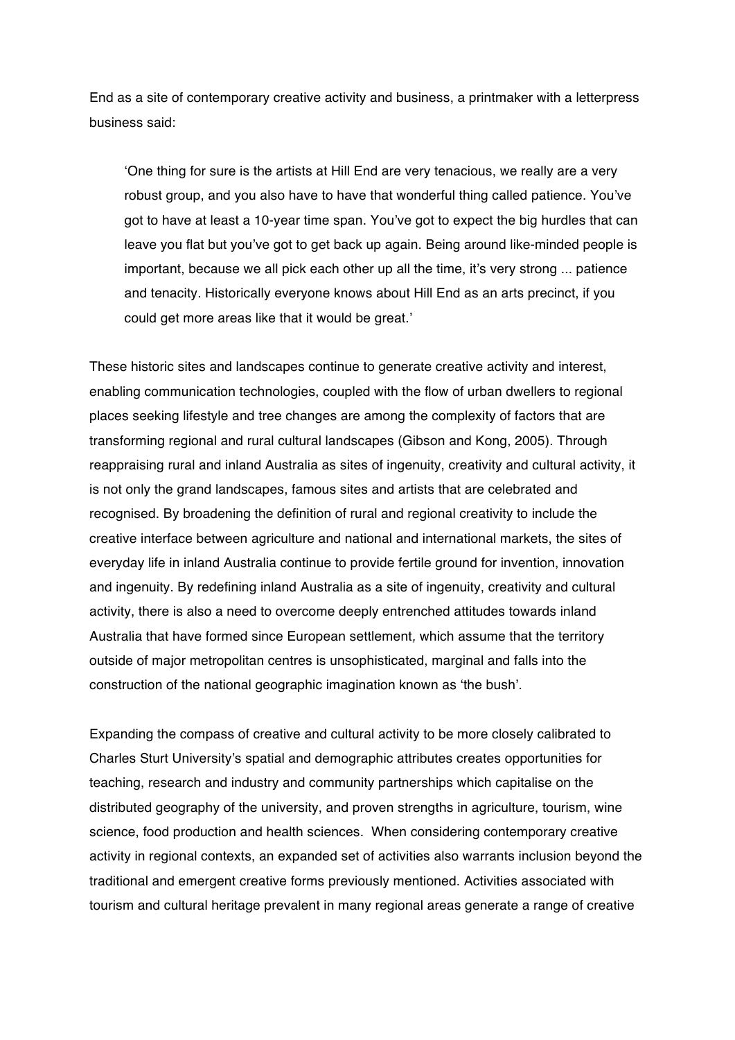End as a site of contemporary creative activity and business, a printmaker with a letterpress business said:

> 'One thing for sure is the artists at Hill End are very tenacious, we really are a very robust group, and you also have to have that wonderful thing called patience. You've got to have at least a 10-year time span. You've got to expect the big hurdles that can leave you flat but you've got to get back up again. Being around like-minded people is important, because we all pick each other up all the time, it's very strong ... patience and tenacity. Historically everyone knows about Hill End as an arts precinct, if you could get more areas like that it would be great.'

These historic sites and landscapes continue to generate creative activity and interest, enabling communication technologies, coupled with the flow of urban dwellers to regional places seeking lifestyle and tree changes are among the complexity of factors that are transforming regional and rural cultural landscapes (Gibson and Kong, 2005). Through reappraising rural and inland Australia as sites of ingenuity, creativity and cultural activity, it is not only the grand landscapes, famous sites and artists that are celebrated and recognised. By broadening the definition of rural and regional creativity to include the creative interface between agriculture and national and international markets, the sites of everyday life in inland Australia continue to provide fertile ground for invention, innovation and ingenuity. By redefining inland Australia as a site of ingenuity, creativity and cultural activity, there is also a need to overcome deeply entrenched attitudes towards inland Australia that have formed since European settlement, which assume that the territory outside of major metropolitan centres is unsophisticated, marginal and falls into the construction of the national geographic imagination known as 'the bush'.

Expanding the compass of creative and cultural activity to be more closely calibrated to Charles Sturt University's spatial and demographic attributes creates opportunities for teaching, research and industry and community partnerships which capitalise on the distributed geography of the university, and proven strengths in agriculture, tourism, wine science, food production and health sciences. When considering contemporary creative activity in regional contexts, an expanded set of activities also warrants inclusion beyond the traditional and emergent creative forms previously mentioned. Activities associated with tourism and cultural heritage prevalent in many regional areas generate a range of creative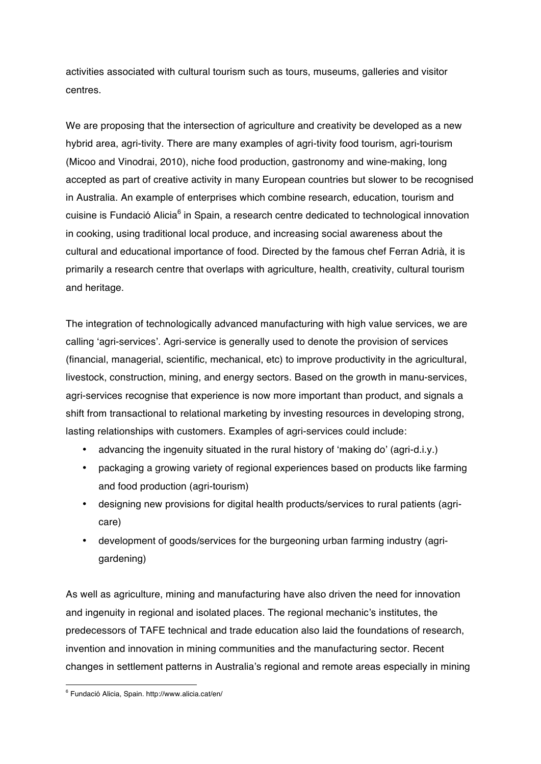activities associated with cultural tourism such as tours, museums, galleries and visitor centres.

We are proposing that the intersection of agriculture and creativity be developed as a new hybrid area, agri-tivity. There are many examples of agri-tivity food tourism, agri-tourism (Micoo and Vinodrai, 2010), niche food production, gastronomy and wine-making, long accepted as part of creative activity in many European countries but slower to be recognised in Australia. An example of enterprises which combine research, education, tourism and cuisine is Fundació Alicia[6] in Spain, a research centre dedicated to technological innovation in cooking, using traditional local produce, and increasing social awareness about the cultural and educational importance of food. Directed by the famous chef Ferran Adrià, it is primarily a research centre that overlaps with agriculture, health, creativity, cultural tourism and heritage.

The integration of technologically advanced manufacturing with high value services, we are calling 'agri-services'. Agri-service is generally used to denote the provision of services (financial, managerial, scientific, mechanical, etc) to improve productivity in the agricultural, livestock, construction, mining, and energy sectors. Based on the growth in manu-services, agri-services recognise that experience is now more important than product, and signals a shift from transactional to relational marketing by investing resources in developing strong, lasting relationships with customers. Examples of agri-services could include:

- advancing the ingenuity situated in the rural history of 'making do' (agri-d.i.y.)
- packaging a growing variety of regional experiences based on products like farming and food production (agri-tourism)
- designing new provisions for digital health products/services to rural patients (agri-care)
- development of goods/services for the burgeoning urban farming industry (agri-gardening)

As well as agriculture, mining and manufacturing have also driven the need for innovation and ingenuity in regional and isolated places. The regional mechanic's institutes, the predecessors of TAFE technical and trade education also laid the foundations of research, invention and innovation in mining communities and the manufacturing sector. Recent changes in settlement patterns in Australia's regional and remote areas especially in mining

[6] Fundació Alicia, Spain. http://www.alicia.cat/en/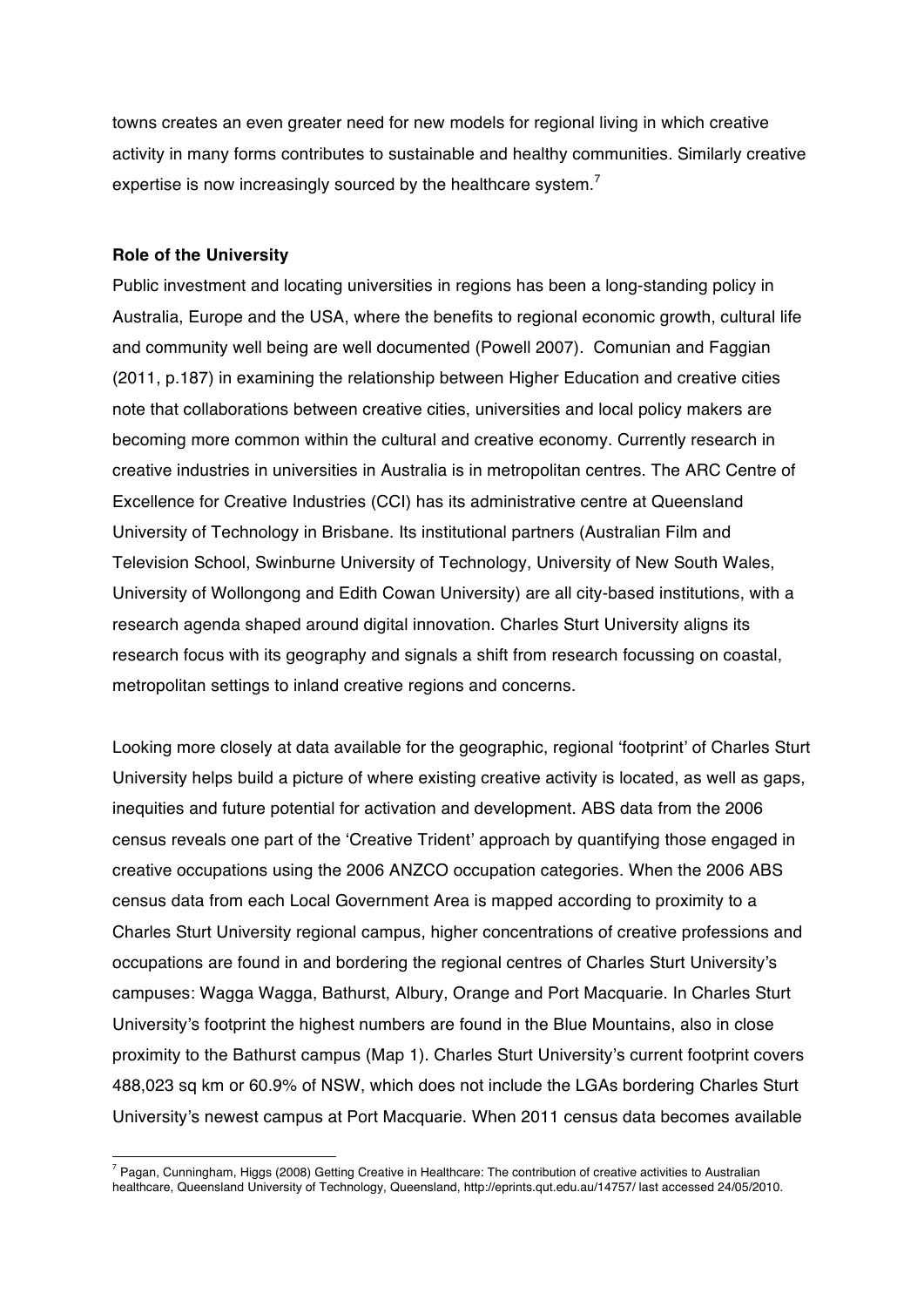towns creates an even greater need for new models for regional living in which creative activity in many forms contributes to sustainable and healthy communities. Similarly creative expertise is now increasingly sourced by the healthcare system.[7]

**Role of the University**

Public investment and locating universities in regions has been a long-standing policy in Australia, Europe and the USA, where the benefits to regional economic growth, cultural life and community well being are well documented (Powell 2007). Comunian and Faggian (2011, p.187) in examining the relationship between Higher Education and creative cities note that collaborations between creative cities, universities and local policy makers are becoming more common within the cultural and creative economy. Currently research in creative industries in universities in Australia is in metropolitan centres. The ARC Centre of Excellence for Creative Industries (CCI) has its administrative centre at Queensland University of Technology in Brisbane. Its institutional partners (Australian Film and Television School, Swinburne University of Technology, University of New South Wales, University of Wollongong and Edith Cowan University) are all city-based institutions, with a research agenda shaped around digital innovation. Charles Sturt University aligns its research focus with its geography and signals a shift from research focussing on coastal, metropolitan settings to inland creative regions and concerns.

Looking more closely at data available for the geographic, regional 'footprint' of Charles Sturt University helps build a picture of where existing creative activity is located, as well as gaps, inequities and future potential for activation and development. ABS data from the 2006 census reveals one part of the 'Creative Trident' approach by quantifying those engaged in creative occupations using the 2006 ANZCO occupation categories. When the 2006 ABS census data from each Local Government Area is mapped according to proximity to a Charles Sturt University regional campus, higher concentrations of creative professions and occupations are found in and bordering the regional centres of Charles Sturt University's campuses: Wagga Wagga, Bathurst, Albury, Orange and Port Macquarie. In Charles Sturt University's footprint the highest numbers are found in the Blue Mountains, also in close proximity to the Bathurst campus (Map 1). Charles Sturt University's current footprint covers 488,023 sq km or 60.9% of NSW, which does not include the LGAs bordering Charles Sturt University's newest campus at Port Macquarie. When 2011 census data becomes available

[7] Pagan, Cunningham, Higgs (2008) Getting Creative in Healthcare: The contribution of creative activities to Australian healthcare, Queensland University of Technology, Queensland, http://eprints.qut.edu.au/14757/ last accessed 24/05/2010.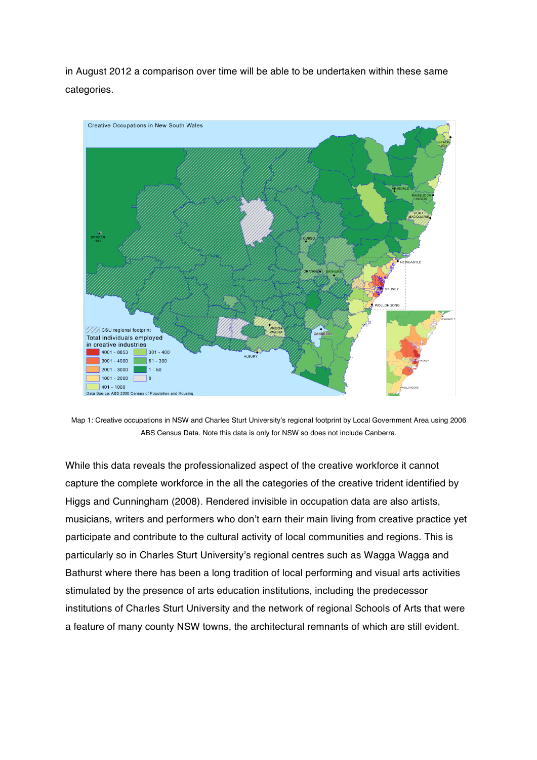in August 2012 a comparison over time will be able to be undertaken within these same categories.

Map 1: Creative occupations in NSW and Charles Sturt University's regional footprint by Local Government Area using 2006 ABS Census Data. Note this data is only for NSW so does not include Canberra.

While this data reveals the professionalized aspect of the creative workforce it cannot capture the complete workforce in the all the categories of the creative trident identified by Higgs and Cunningham (2008). Rendered invisible in occupation data are also artists, musicians, writers and performers who don't earn their main living from creative practice yet participate and contribute to the cultural activity of local communities and regions. This is particularly so in Charles Sturt University's regional centres such as Wagga Wagga and Bathurst where there has been a long tradition of local performing and visual arts activities stimulated by the presence of arts education institutions, including the predecessor institutions of Charles Sturt University and the network of regional Schools of Arts that were a feature of many county NSW towns, the architectural remnants of which are still evident.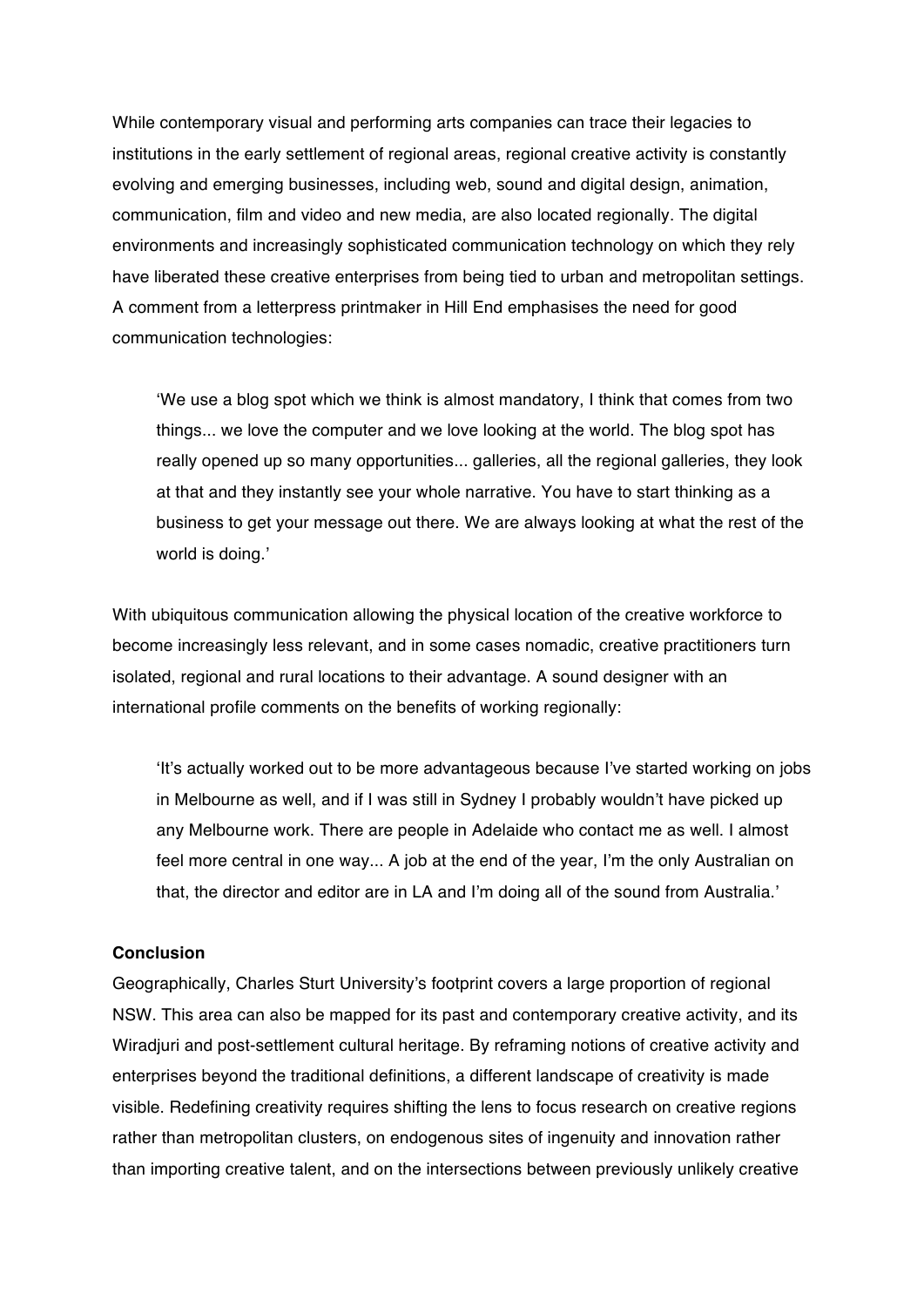While contemporary visual and performing arts companies can trace their legacies to institutions in the early settlement of regional areas, regional creative activity is constantly evolving and emerging businesses, including web, sound and digital design, animation, communication, film and video and new media, are also located regionally. The digital environments and increasingly sophisticated communication technology on which they rely have liberated these creative enterprises from being tied to urban and metropolitan settings. A comment from a letterpress printmaker in Hill End emphasises the need for good communication technologies:

> 'We use a blog spot which we think is almost mandatory, I think that comes from two things... we love the computer and we love looking at the world. The blog spot has really opened up so many opportunities... galleries, all the regional galleries, they look at that and they instantly see your whole narrative. You have to start thinking as a business to get your message out there. We are always looking at what the rest of the world is doing.'

With ubiquitous communication allowing the physical location of the creative workforce to become increasingly less relevant, and in some cases nomadic, creative practitioners turn isolated, regional and rural locations to their advantage. A sound designer with an international profile comments on the benefits of working regionally:

> 'It's actually worked out to be more advantageous because I've started working on jobs in Melbourne as well, and if I was still in Sydney I probably wouldn't have picked up any Melbourne work. There are people in Adelaide who contact me as well. I almost feel more central in one way... A job at the end of the year, I'm the only Australian on that, the director and editor are in LA and I'm doing all of the sound from Australia.'

**Conclusion**

Geographically, Charles Sturt University's footprint covers a large proportion of regional NSW. This area can also be mapped for its past and contemporary creative activity, and its Wiradjuri and post-settlement cultural heritage. By reframing notions of creative activity and enterprises beyond the traditional definitions, a different landscape of creativity is made visible. Redefining creativity requires shifting the lens to focus research on creative regions rather than metropolitan clusters, on endogenous sites of ingenuity and innovation rather than importing creative talent, and on the intersections between previously unlikely creative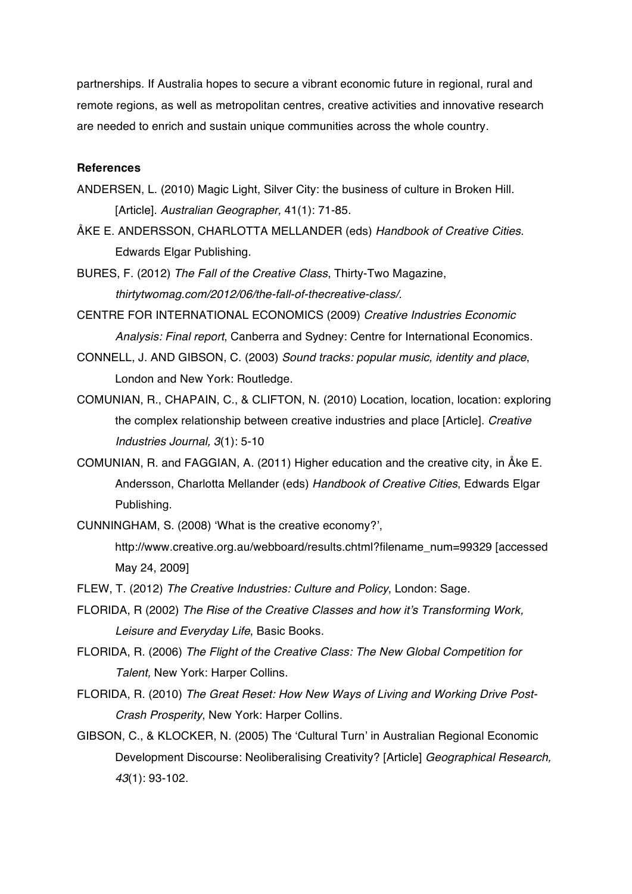partnerships. If Australia hopes to secure a vibrant economic future in regional, rural and remote regions, as well as metropolitan centres, creative activities and innovative research are needed to enrich and sustain unique communities across the whole country.

**References**

ANDERSEN, L. (2010) Magic Light, Silver City: the business of culture in Broken Hill. [Article]. *Australian Geographer,* 41(1): 71-85.

ÅKE E. ANDERSSON, CHARLOTTA MELLANDER (eds) *Handbook of Creative Cities*. Edwards Elgar Publishing.

BURES, F. (2012) *The Fall of the Creative Class*, Thirty-Two Magazine, *thirtytwomag.com/2012/06/the-fall-of-thecreative-class/.*

CENTRE FOR INTERNATIONAL ECONOMICS (2009) *Creative Industries Economic Analysis: Final report*, Canberra and Sydney: Centre for International Economics.

CONNELL, J. AND GIBSON, C. (2003) *Sound tracks: popular music, identity and place*, London and New York: Routledge.

COMUNIAN, R., CHAPAIN, C., & CLIFTON, N. (2010) Location, location, location: exploring the complex relationship between creative industries and place [Article]. *Creative Industries Journal, 3*(1): 5-10

COMUNIAN, R. and FAGGIAN, A. (2011) Higher education and the creative city, in Åke E. Andersson, Charlotta Mellander (eds) *Handbook of Creative Cities*, Edwards Elgar Publishing.

CUNNINGHAM, S. (2008) 'What is the creative economy?', http://www.creative.org.au/webboard/results.chtml?filename_num=99329 [accessed May 24, 2009]

FLEW, T. (2012) *The Creative Industries: Culture and Policy*, London: Sage.

FLORIDA, R (2002) *The Rise of the Creative Classes and how it's Transforming Work, Leisure and Everyday Life*, Basic Books.

FLORIDA, R. (2006) *The Flight of the Creative Class: The New Global Competition for Talent,* New York: Harper Collins.

FLORIDA, R. (2010) *The Great Reset: How New Ways of Living and Working Drive Post-Crash Prosperity*, New York: Harper Collins.

GIBSON, C., & KLOCKER, N. (2005) The 'Cultural Turn' in Australian Regional Economic Development Discourse: Neoliberalising Creativity? [Article] *Geographical Research, 43*(1): 93-102.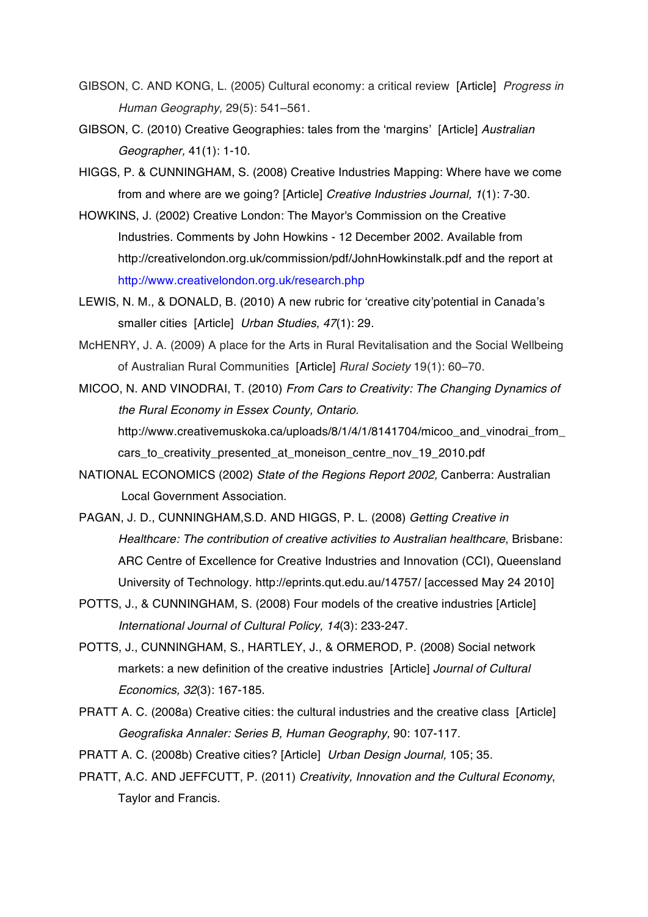GIBSON, C. AND KONG, L. (2005) Cultural economy: a critical review [Article] *Progress in Human Geography,* 29(5): 541–561.

GIBSON, C. (2010) Creative Geographies: tales from the 'margins' [Article] *Australian Geographer,* 41(1): 1-10.

HIGGS, P. & CUNNINGHAM, S. (2008) Creative Industries Mapping: Where have we come from and where are we going? [Article] *Creative Industries Journal, 1*(1): 7-30.

HOWKINS, J. (2002) Creative London: The Mayor's Commission on the Creative Industries. Comments by John Howkins - 12 December 2002. Available from http://creativelondon.org.uk/commission/pdf/JohnHowkinstalk.pdf and the report at http://www.creativelondon.org.uk/research.php

LEWIS, N. M., & DONALD, B. (2010) A new rubric for 'creative city'potential in Canada's smaller cities [Article] *Urban Studies, 47*(1): 29.

McHENRY, J. A. (2009) A place for the Arts in Rural Revitalisation and the Social Wellbeing of Australian Rural Communities [Article] *Rural Society* 19(1): 60–70.

MICOO, N. AND VINODRAI, T. (2010) *From Cars to Creativity: The Changing Dynamics of the Rural Economy in Essex County, Ontario*. http://www.creativemuskoka.ca/uploads/8/1/4/1/8141704/micoo_and_vinodrai_from_cars_to_creativity_presented_at_moneison_centre_nov_19_2010.pdf

NATIONAL ECONOMICS (2002) *State of the Regions Report 2002,* Canberra: Australian Local Government Association.

PAGAN, J. D., CUNNINGHAM,S.D. AND HIGGS, P. L. (2008) *Getting Creative in Healthcare: The contribution of creative activities to Australian healthcare*, Brisbane: ARC Centre of Excellence for Creative Industries and Innovation (CCI), Queensland University of Technology. http://eprints.qut.edu.au/14757/ [accessed May 24 2010]

POTTS, J., & CUNNINGHAM, S. (2008) Four models of the creative industries [Article] *International Journal of Cultural Policy, 14*(3): 233-247.

POTTS, J., CUNNINGHAM, S., HARTLEY, J., & ORMEROD, P. (2008) Social network markets: a new definition of the creative industries [Article] *Journal of Cultural Economics, 32*(3): 167-185.

PRATT A. C. (2008a) Creative cities: the cultural industries and the creative class [Article] *Geografiska Annaler: Series B, Human Geography,* 90: 107-117.

PRATT A. C. (2008b) Creative cities? [Article] *Urban Design Journal,* 105; 35.

PRATT, A.C. AND JEFFCUTT, P. (2011) *Creativity, Innovation and the Cultural Economy*, Taylor and Francis.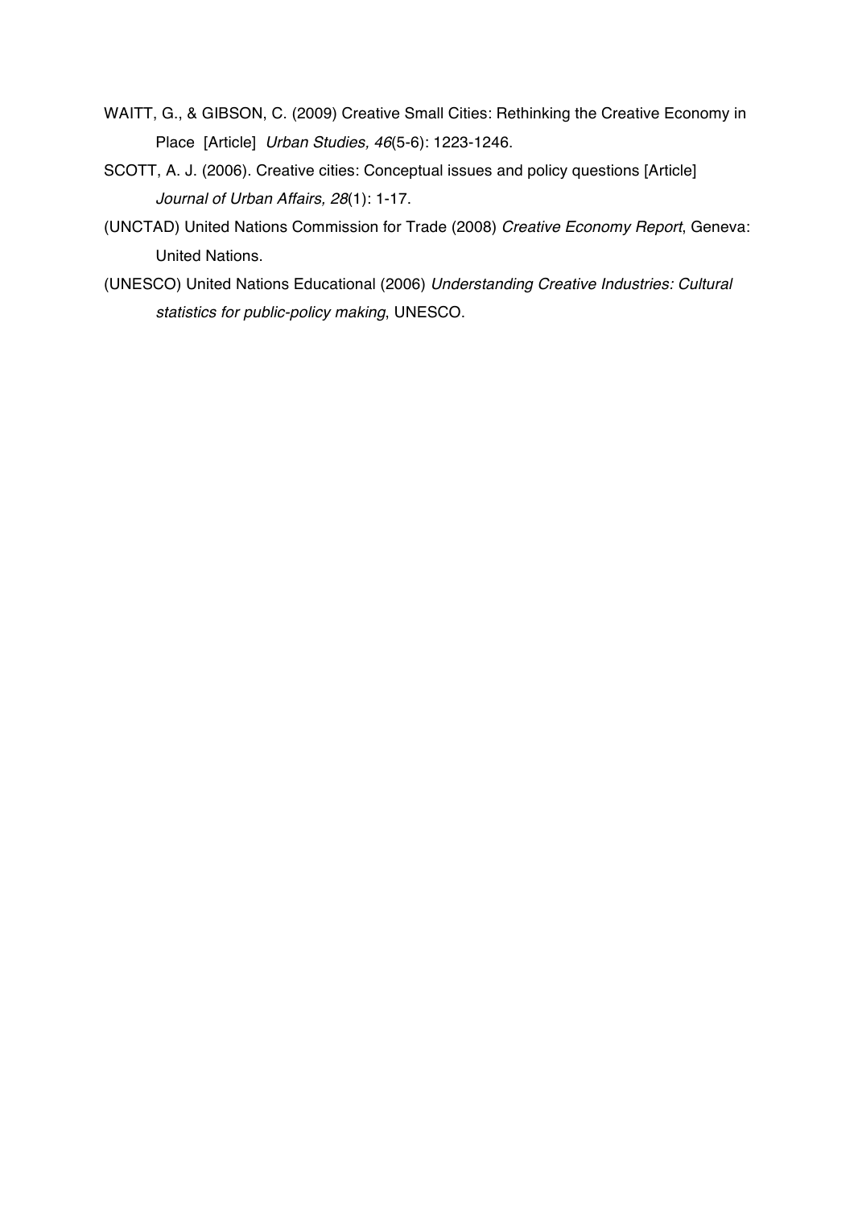WAITT, G., & GIBSON, C. (2009) Creative Small Cities: Rethinking the Creative Economy in Place [Article] *Urban Studies, 46*(5-6): 1223-1246.

SCOTT, A. J. (2006). Creative cities: Conceptual issues and policy questions [Article] *Journal of Urban Affairs, 28*(1): 1-17.

(UNCTAD) United Nations Commission for Trade (2008) *Creative Economy Report*, Geneva: United Nations.

(UNESCO) United Nations Educational (2006) *Understanding Creative Industries: Cultural statistics for public-policy making*, UNESCO.